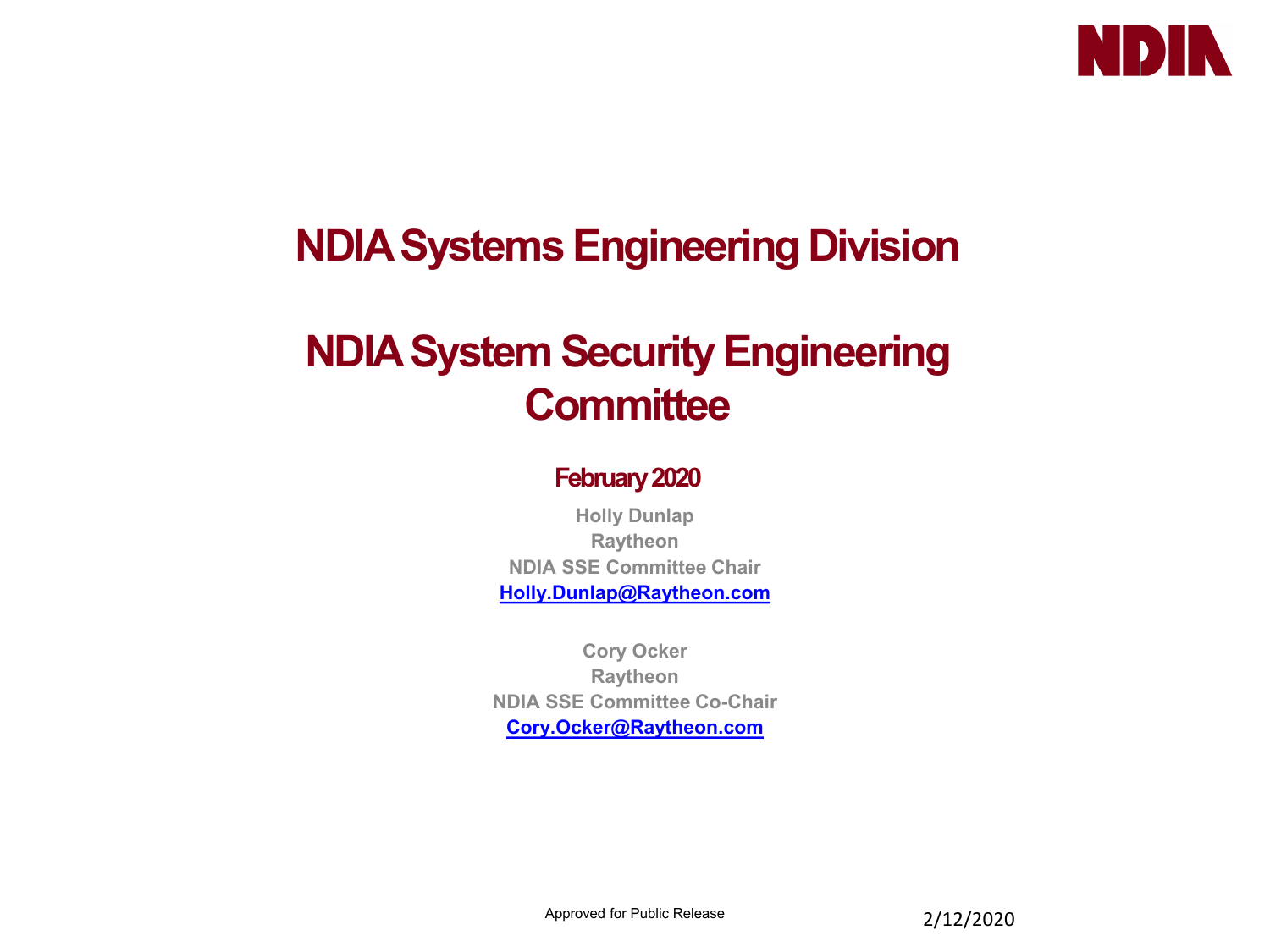# NDIA Systems Engineering Division

# NDIA System Security Engineering Committee

## February 2020

**Holly Dunlap**
**Raytheon**
**NDIA SSE Committee Chair**
**Holly.Dunlap@Raytheon.com**

**Cory Ocker**
**Raytheon**
**NDIA SSE Committee Co-Chair**
**Cory.Ocker@Raytheon.com**

Approved for Public Release

2/12/2020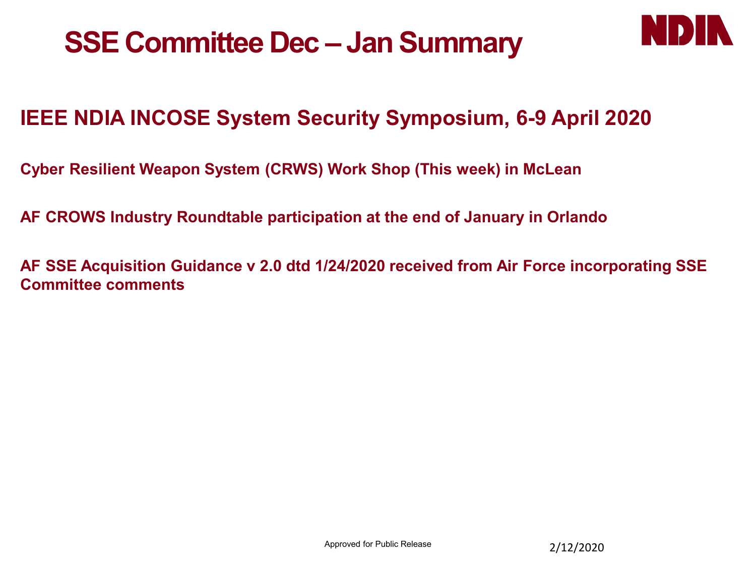# SSE Committee Dec – Jan Summary

## IEEE NDIA INCOSE System Security Symposium, 6-9 April 2020

**Cyber Resilient Weapon System (CRWS) Work Shop (This week) in McLean**

**AF CROWS Industry Roundtable participation at the end of January in Orlando**

**AF SSE Acquisition Guidance v 2.0 dtd 1/24/2020 received from Air Force incorporating SSE Committee comments**

Approved for Public Release

2/12/2020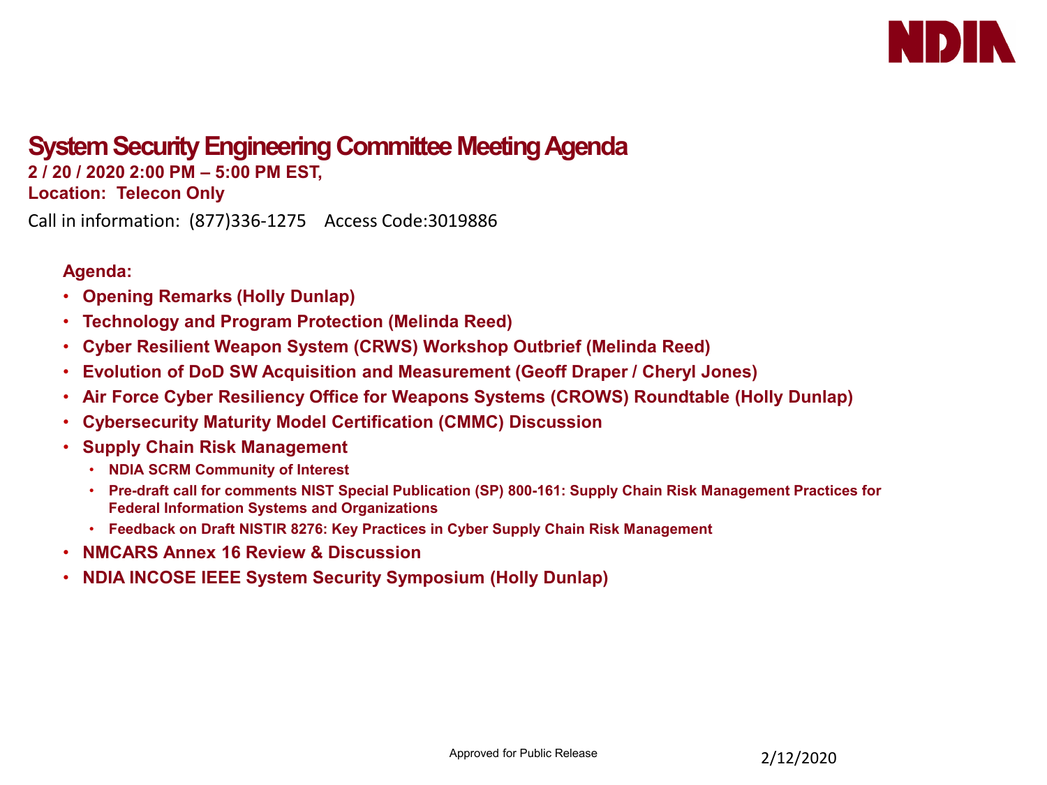# System Security Engineering Committee Meeting Agenda

**2 / 20 / 2020 2:00 PM – 5:00 PM EST,**

**Location: Telecon Only**

Call in information: (877)336-1275 Access Code:3019886

**Agenda:**

- **Opening Remarks (Holly Dunlap)**
- **Technology and Program Protection (Melinda Reed)**
- **Cyber Resilient Weapon System (CRWS) Workshop Outbrief (Melinda Reed)**
- **Evolution of DoD SW Acquisition and Measurement (Geoff Draper / Cheryl Jones)**
- **Air Force Cyber Resiliency Office for Weapons Systems (CROWS) Roundtable (Holly Dunlap)**
- **Cybersecurity Maturity Model Certification (CMMC) Discussion**
- **Supply Chain Risk Management**
  - **NDIA SCRM Community of Interest**
  - **Pre-draft call for comments NIST Special Publication (SP) 800-161: Supply Chain Risk Management Practices for Federal Information Systems and Organizations**
  - **Feedback on Draft NISTIR 8276: Key Practices in Cyber Supply Chain Risk Management**
- **NMCARS Annex 16 Review & Discussion**
- **NDIA INCOSE IEEE System Security Symposium (Holly Dunlap)**

Approved for Public Release

2/12/2020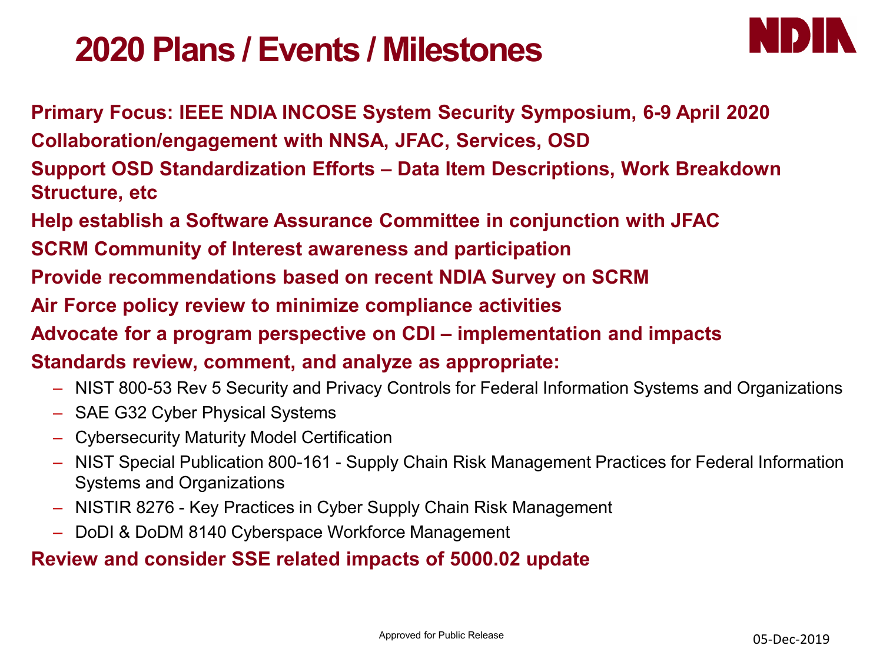# 2020 Plans / Events / Milestones

**Primary Focus: IEEE NDIA INCOSE System Security Symposium, 6-9 April 2020**

**Collaboration/engagement with NNSA, JFAC, Services, OSD**

**Support OSD Standardization Efforts – Data Item Descriptions, Work Breakdown Structure, etc**

**Help establish a Software Assurance Committee in conjunction with JFAC**

**SCRM Community of Interest awareness and participation**

**Provide recommendations based on recent NDIA Survey on SCRM**

**Air Force policy review to minimize compliance activities**

**Advocate for a program perspective on CDI – implementation and impacts**

**Standards review, comment, and analyze as appropriate:**

- NIST 800-53 Rev 5 Security and Privacy Controls for Federal Information Systems and Organizations
- SAE G32 Cyber Physical Systems
- Cybersecurity Maturity Model Certification
- NIST Special Publication 800-161 - Supply Chain Risk Management Practices for Federal Information Systems and Organizations
- NISTIR 8276 - Key Practices in Cyber Supply Chain Risk Management
- DoDI & DoDM 8140 Cyberspace Workforce Management

**Review and consider SSE related impacts of 5000.02 update**

Approved for Public Release

05-Dec-2019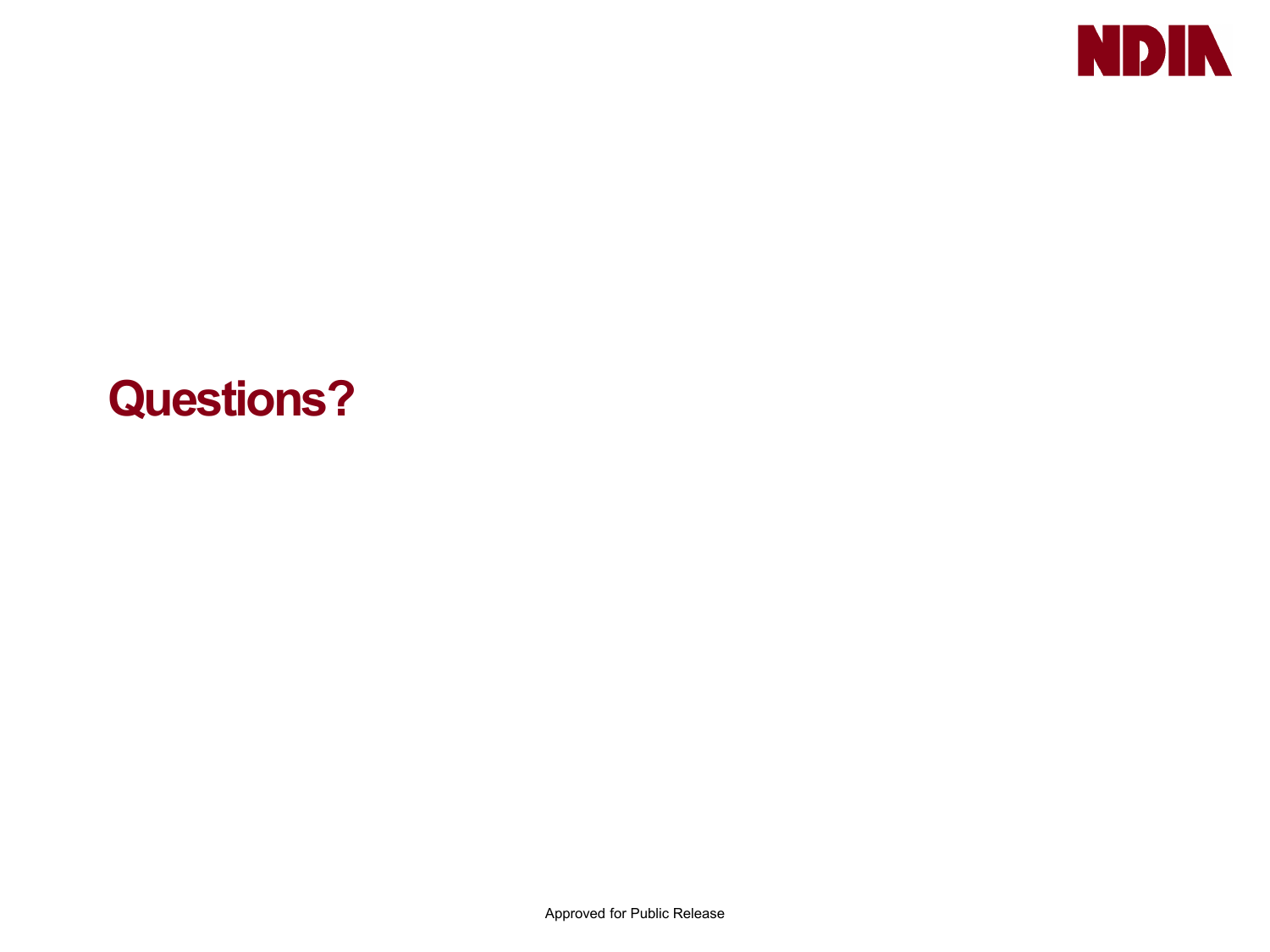# Questions?

Approved for Public Release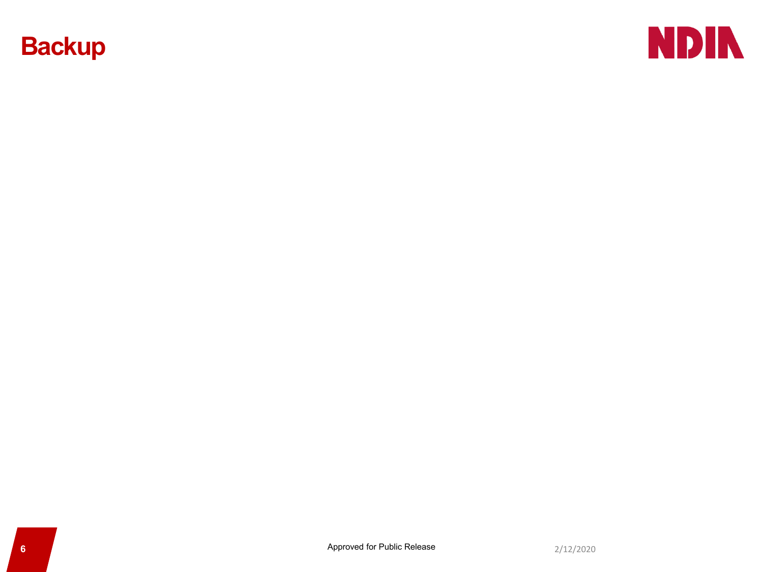# Backup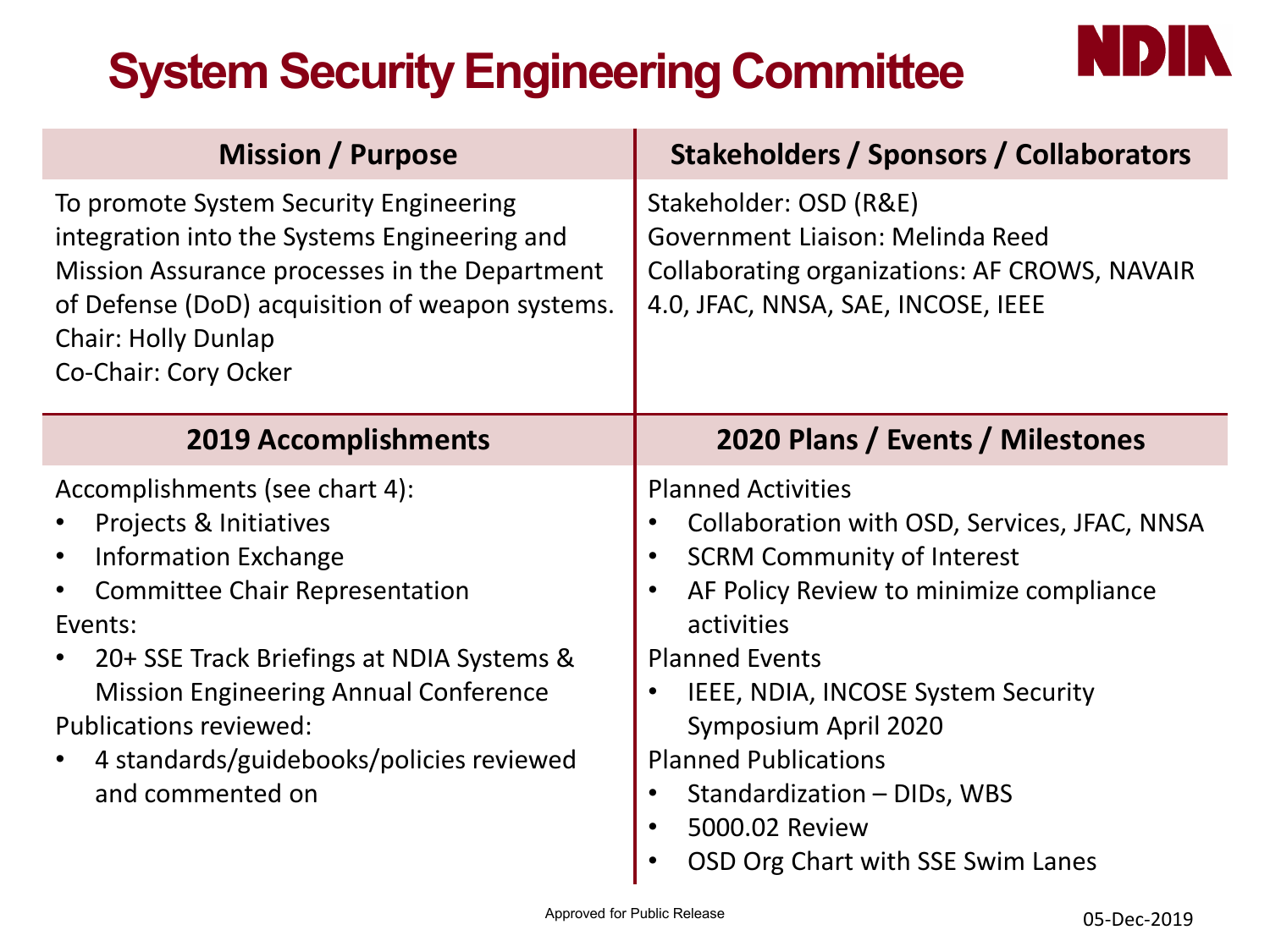# System Security Engineering Committee

NDIA

## Mission / Purpose

To promote System Security Engineering integration into the Systems Engineering and Mission Assurance processes in the Department of Defense (DoD) acquisition of weapon systems.

Chair: Holly Dunlap

Co-Chair: Cory Ocker

## Stakeholders / Sponsors / Collaborators

Stakeholder: OSD (R&E)

Government Liaison: Melinda Reed

Collaborating organizations: AF CROWS, NAVAIR 4.0, JFAC, NNSA, SAE, INCOSE, IEEE

## 2019 Accomplishments

Accomplishments (see chart 4):

- Projects & Initiatives
- Information Exchange
- Committee Chair Representation

Events:

- 20+ SSE Track Briefings at NDIA Systems & Mission Engineering Annual Conference

Publications reviewed:

- 4 standards/guidebooks/policies reviewed and commented on

## 2020 Plans / Events / Milestones

Planned Activities

- Collaboration with OSD, Services, JFAC, NNSA
- SCRM Community of Interest
- AF Policy Review to minimize compliance activities

Planned Events

- IEEE, NDIA, INCOSE System Security Symposium April 2020

Planned Publications

- Standardization – DIDs, WBS
- 5000.02 Review
- OSD Org Chart with SSE Swim Lanes

Approved for Public Release

05-Dec-2019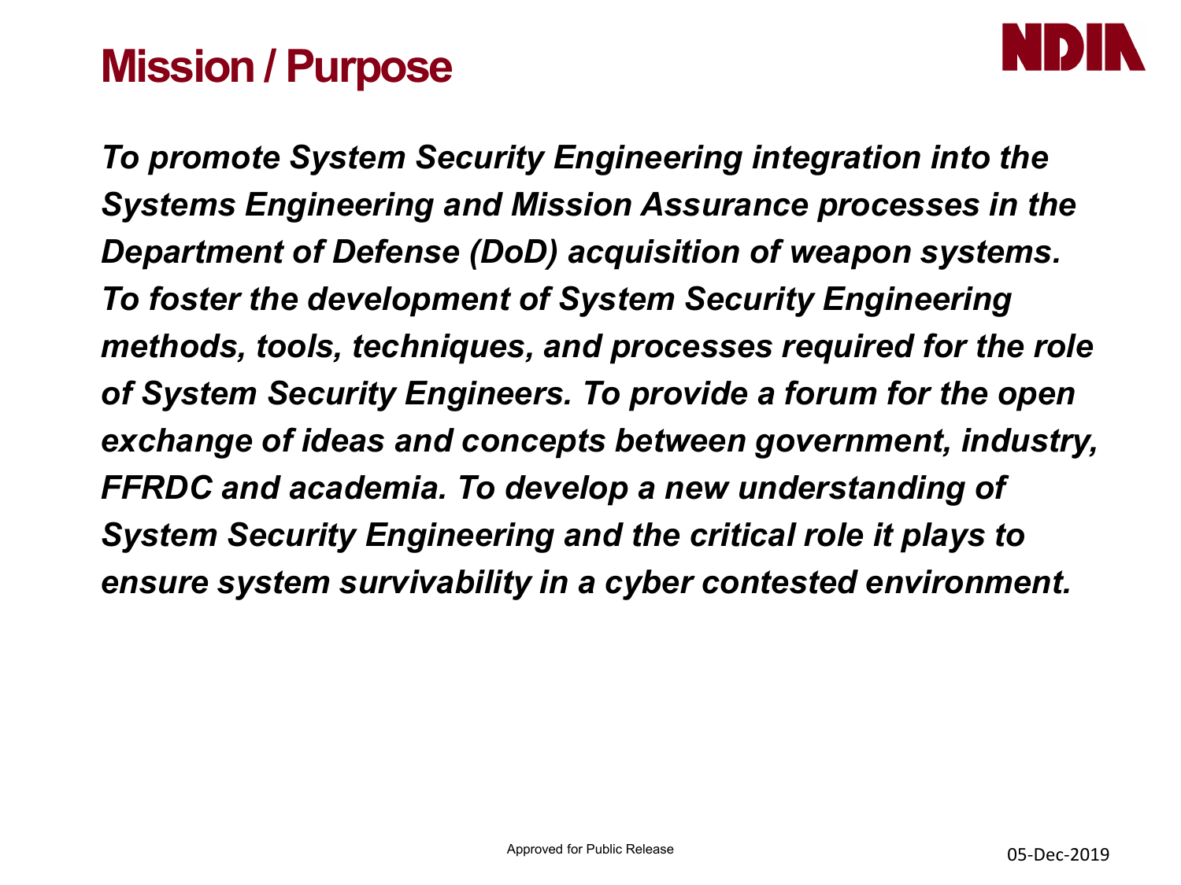# Mission / Purpose

*To promote System Security Engineering integration into the Systems Engineering and Mission Assurance processes in the Department of Defense (DoD) acquisition of weapon systems. To foster the development of System Security Engineering methods, tools, techniques, and processes required for the role of System Security Engineers. To provide a forum for the open exchange of ideas and concepts between government, industry, FFRDC and academia. To develop a new understanding of System Security Engineering and the critical role it plays to ensure system survivability in a cyber contested environment.*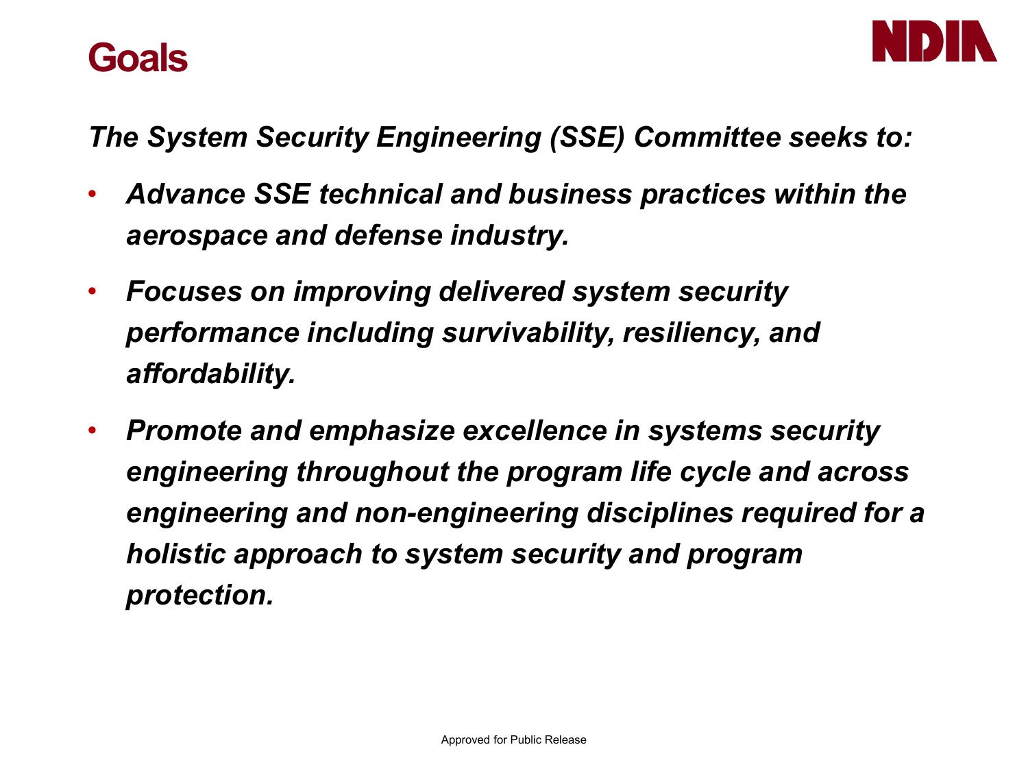# Goals

*The System Security Engineering (SSE) Committee seeks to:*

- ***Advance SSE technical and business practices within the aerospace and defense industry.***
- ***Focuses on improving delivered system security performance including survivability, resiliency, and affordability.***
- ***Promote and emphasize excellence in systems security engineering throughout the program life cycle and across engineering and non-engineering disciplines required for a holistic approach to system security and program protection.***

Approved for Public Release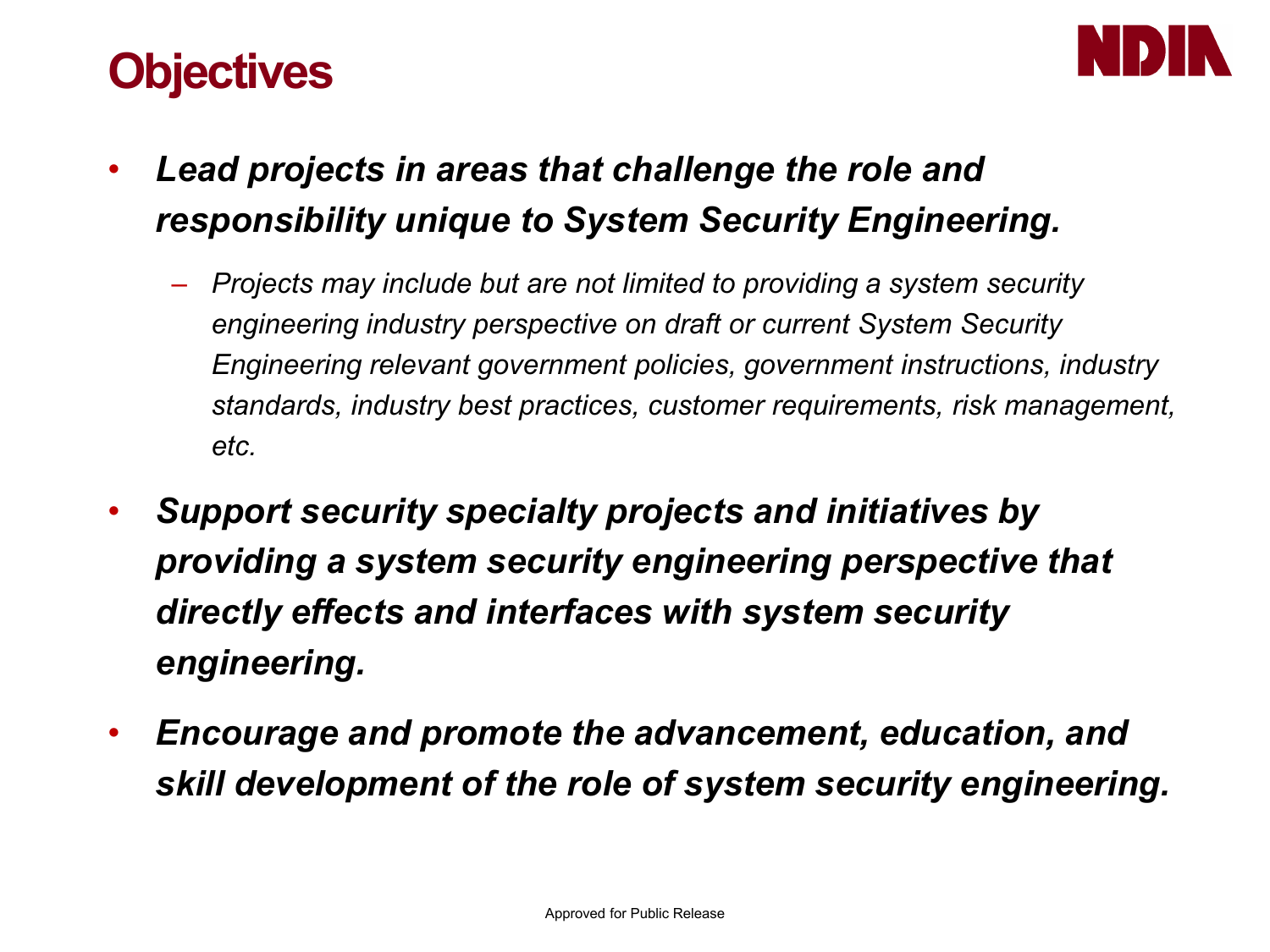# Objectives

- ***Lead projects in areas that challenge the role and responsibility unique to System Security Engineering.***
  - *Projects may include but are not limited to providing a system security engineering industry perspective on draft or current System Security Engineering relevant government policies, government instructions, industry standards, industry best practices, customer requirements, risk management, etc.*
- ***Support security specialty projects and initiatives by providing a system security engineering perspective that directly effects and interfaces with system security engineering.***
- ***Encourage and promote the advancement, education, and skill development of the role of system security engineering.***

Approved for Public Release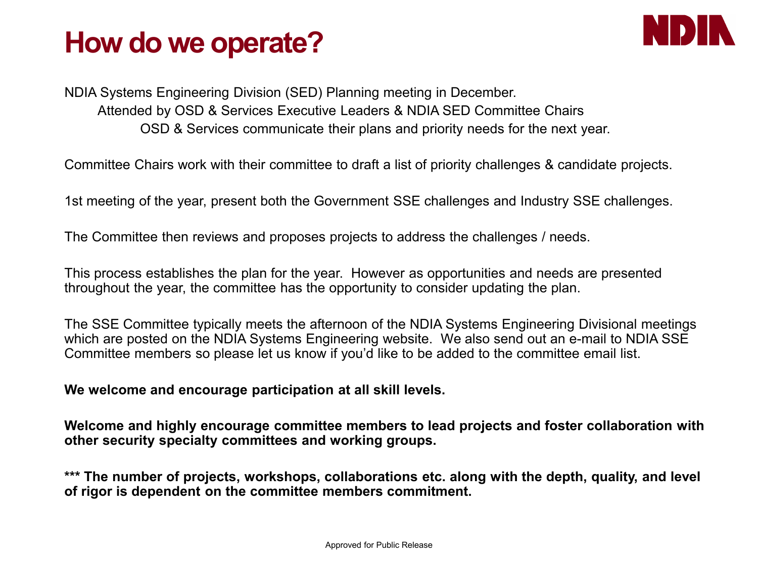# How do we operate?

NDIA Systems Engineering Division (SED) Planning meeting in December.

- Attended by OSD & Services Executive Leaders & NDIA SED Committee Chairs
  - OSD & Services communicate their plans and priority needs for the next year.

Committee Chairs work with their committee to draft a list of priority challenges & candidate projects.

1st meeting of the year, present both the Government SSE challenges and Industry SSE challenges.

The Committee then reviews and proposes projects to address the challenges / needs.

This process establishes the plan for the year. However as opportunities and needs are presented throughout the year, the committee has the opportunity to consider updating the plan.

The SSE Committee typically meets the afternoon of the NDIA Systems Engineering Divisional meetings which are posted on the NDIA Systems Engineering website. We also send out an e-mail to NDIA SSE Committee members so please let us know if you'd like to be added to the committee email list.

**We welcome and encourage participation at all skill levels.**

**Welcome and highly encourage committee members to lead projects and foster collaboration with other security specialty committees and working groups.**

**\*\*\* The number of projects, workshops, collaborations etc. along with the depth, quality, and level of rigor is dependent on the committee members commitment.**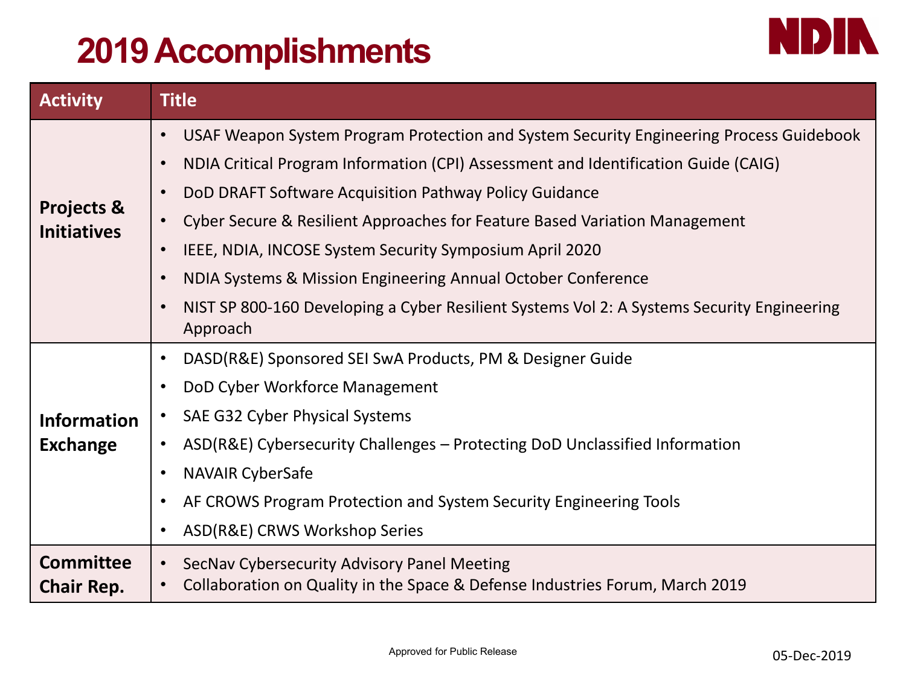# 2019 Accomplishments

NDIA

| Activity | Title |
|---|---|
| **Projects & Initiatives** | • USAF Weapon System Program Protection and System Security Engineering Process Guidebook<br>• NDIA Critical Program Information (CPI) Assessment and Identification Guide (CAIG)<br>• DoD DRAFT Software Acquisition Pathway Policy Guidance<br>• Cyber Secure & Resilient Approaches for Feature Based Variation Management<br>• IEEE, NDIA, INCOSE System Security Symposium April 2020<br>• NDIA Systems & Mission Engineering Annual October Conference<br>• NIST SP 800-160 Developing a Cyber Resilient Systems Vol 2: A Systems Security Engineering Approach |
| **Information Exchange** | • DASD(R&E) Sponsored SEI SwA Products, PM & Designer Guide<br>• DoD Cyber Workforce Management<br>• SAE G32 Cyber Physical Systems<br>• ASD(R&E) Cybersecurity Challenges – Protecting DoD Unclassified Information<br>• NAVAIR CyberSafe<br>• AF CROWS Program Protection and System Security Engineering Tools<br>• ASD(R&E) CRWS Workshop Series |
| **Committee Chair Rep.** | • SecNav Cybersecurity Advisory Panel Meeting<br>• Collaboration on Quality in the Space & Defense Industries Forum, March 2019 |

Approved for Public Release

05-Dec-2019